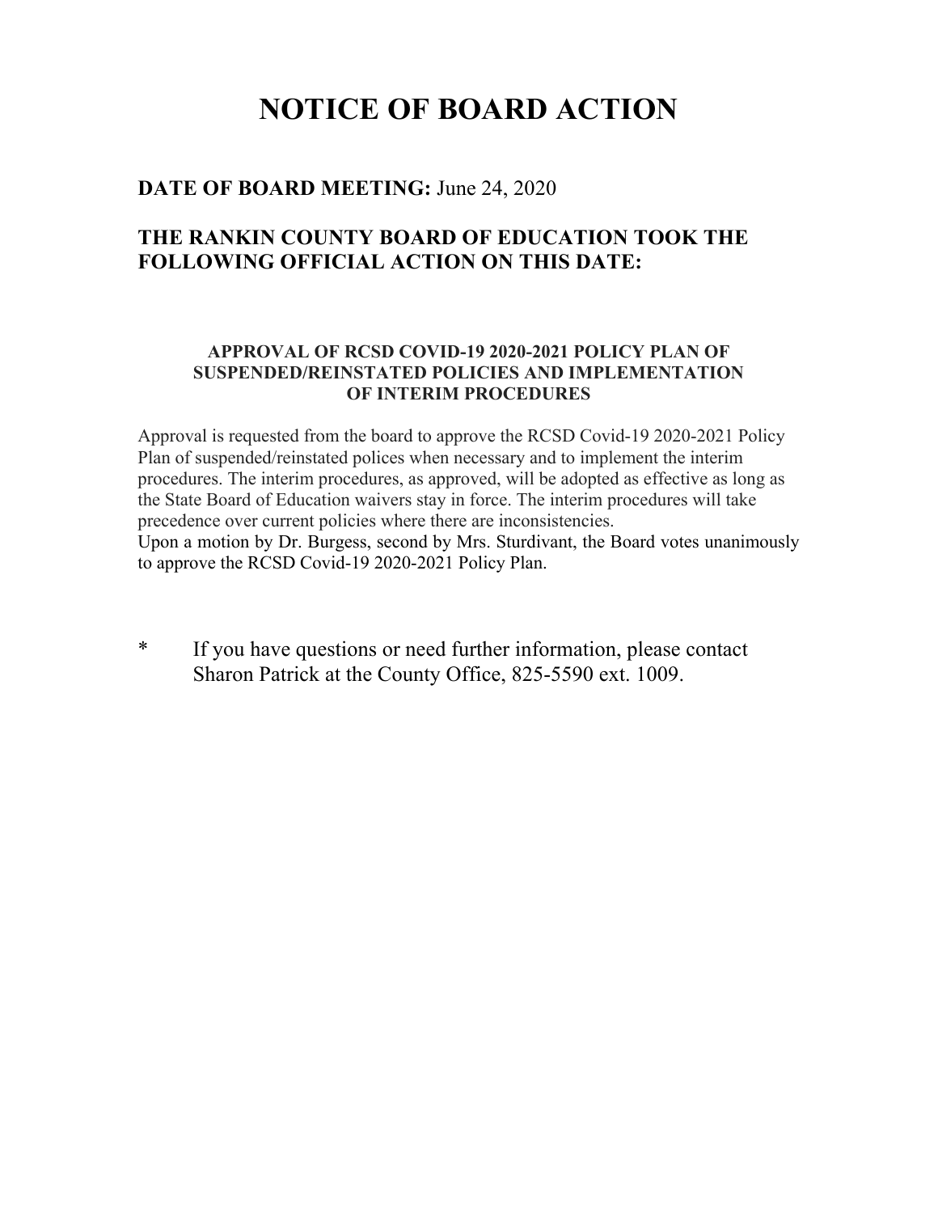# NOTICE OF BOARD ACTION

## DATE OF BOARD MEETING: June 24, 2020

## THE RANKIN COUNTY BOARD OF EDUCATION TOOK THE FOLLOWING OFFICIAL ACTION ON THIS DATE:

### APPROVAL OF RCSD COVID-19 2020-2021 POLICY PLAN OF SUSPENDED/REINSTATED POLICIES AND IMPLEMENTATION OF INTERIM PROCEDURES

Approval is requested from the board to approve the RCSD Covid-19 2020-2021 Policy Plan of suspended/reinstated polices when necessary and to implement the interim procedures. The interim procedures, as approved, will be adopted as effective as long as the State Board of Education waivers stay in force. The interim procedures will take precedence over current policies where there are inconsistencies.
Upon a motion by Dr. Burgess, second by Mrs. Sturdivant, the Board votes unanimously to approve the RCSD Covid-19 2020-2021 Policy Plan.

* If you have questions or need further information, please contact Sharon Patrick at the County Office, 825-5590 ext. 1009.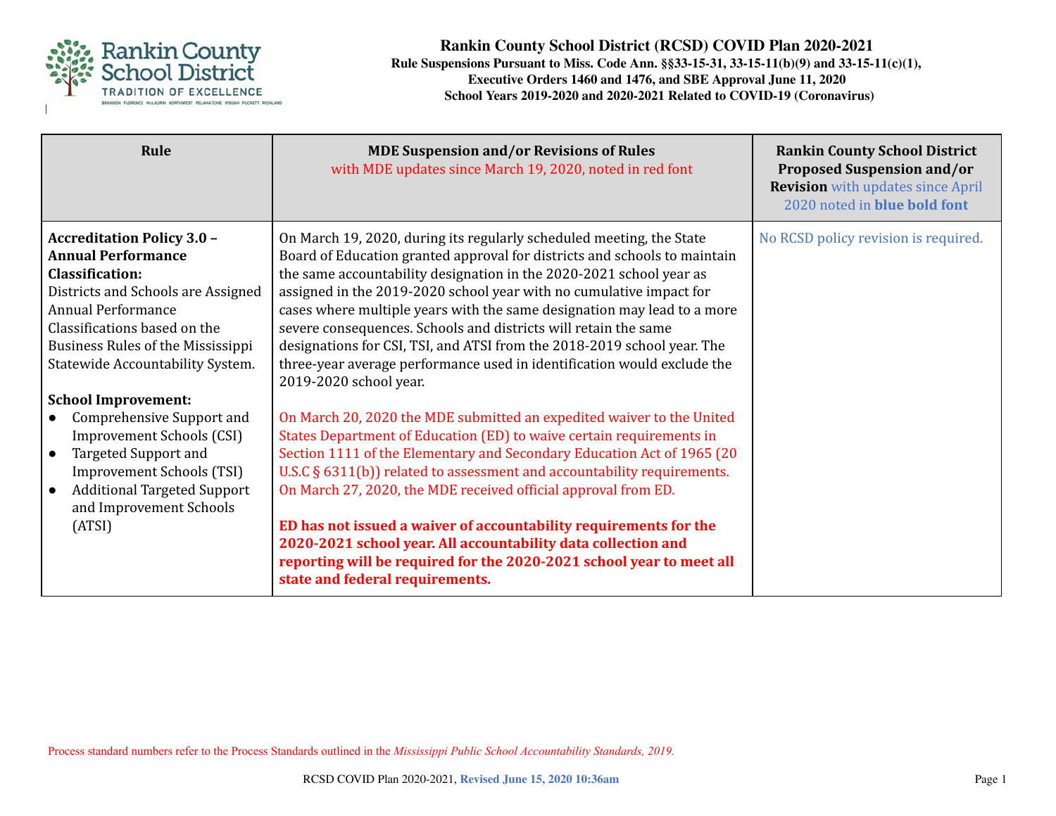# Rankin County School District (RCSD) COVID Plan 2020-2021

**Rule Suspensions Pursuant to Miss. Code Ann. §§33-15-31, 33-15-11(b)(9) and 33-15-11(c)(1), Executive Orders 1460 and 1476, and SBE Approval June 11, 2020**
**School Years 2019-2020 and 2020-2021 Related to COVID-19 (Coronavirus)**

| Rule | MDE Suspension and/or Revisions of Rules with MDE updates since March 19, 2020, noted in red font | Rankin County School District Proposed Suspension and/or Revision with updates since April 2020 noted in **blue bold font** |
|---|---|---|
| **Accreditation Policy 3.0 – Annual Performance Classification:** Districts and Schools are Assigned Annual Performance Classifications based on the Business Rules of the Mississippi Statewide Accountability System.<br><br>**School Improvement:**<br>● Comprehensive Support and Improvement Schools (CSI)<br>● Targeted Support and Improvement Schools (TSI)<br>● Additional Targeted Support and Improvement Schools (ATSI) | On March 19, 2020, during its regularly scheduled meeting, the State Board of Education granted approval for districts and schools to maintain the same accountability designation in the 2020-2021 school year as assigned in the 2019-2020 school year with no cumulative impact for cases where multiple years with the same designation may lead to a more severe consequences. Schools and districts will retain the same designations for CSI, TSI, and ATSI from the 2018-2019 school year. The three-year average performance used in identification would exclude the 2019-2020 school year.<br><br>On March 20, 2020 the MDE submitted an expedited waiver to the United States Department of Education (ED) to waive certain requirements in Section 1111 of the Elementary and Secondary Education Act of 1965 (20 U.S.C § 6311(b)) related to assessment and accountability requirements. On March 27, 2020, the MDE received official approval from ED.<br><br>**ED has not issued a waiver of accountability requirements for the 2020-2021 school year. All accountability data collection and reporting will be required for the 2020-2021 school year to meet all state and federal requirements.** | No RCSD policy revision is required. |

Process standard numbers refer to the Process Standards outlined in the *Mississippi Public School Accountability Standards, 2019.*

RCSD COVID Plan 2020-2021, **Revised June 15, 2020 10:36am**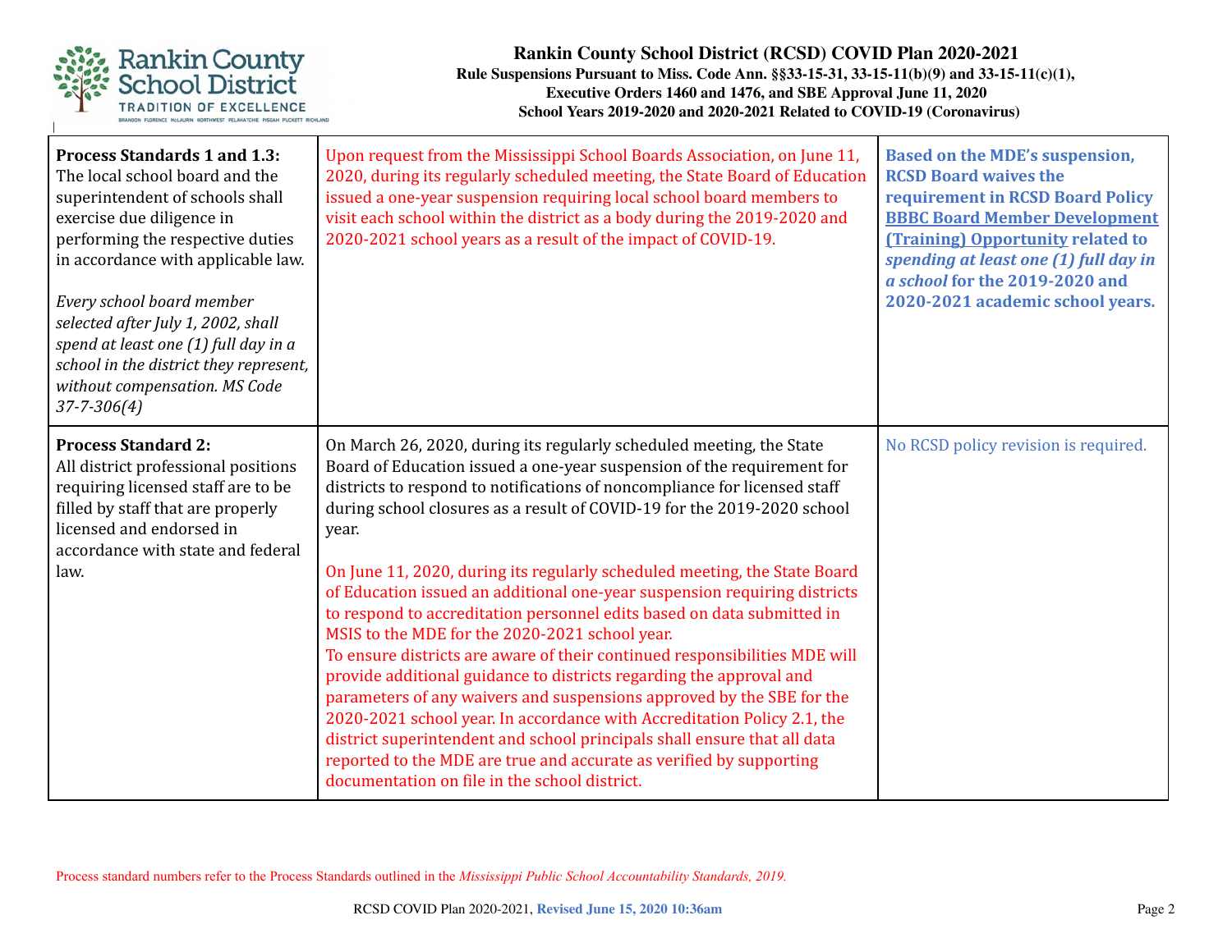| Process Standards 1 and 1.3: The local school board and the superintendent of schools shall exercise due diligence in performing the respective duties in accordance with applicable law.<br><br>*Every school board member selected after July 1, 2002, shall spend at least one (1) full day in a school in the district they represent, without compensation. MS Code 37-7-306(4)* | Upon request from the Mississippi School Boards Association, on June 11, 2020, during its regularly scheduled meeting, the State Board of Education issued a one-year suspension requiring local school board members to visit each school within the district as a body during the 2019-2020 and 2020-2021 school years as a result of the impact of COVID-19. | **Based on the MDE's suspension, RCSD Board waives the requirement in RCSD Board Policy BBBC Board Member Development (Training) Opportunity related to *spending at least one (1) full day in a school* for the 2019-2020 and 2020-2021 academic school years.** |
|---|---|---|
| **Process Standard 2:** All district professional positions requiring licensed staff are to be filled by staff that are properly licensed and endorsed in accordance with state and federal law. | On March 26, 2020, during its regularly scheduled meeting, the State Board of Education issued a one-year suspension of the requirement for districts to respond to notifications of noncompliance for licensed staff during school closures as a result of COVID-19 for the 2019-2020 school year.<br><br>On June 11, 2020, during its regularly scheduled meeting, the State Board of Education issued an additional one-year suspension requiring districts to respond to accreditation personnel edits based on data submitted in MSIS to the MDE for the 2020-2021 school year.<br>To ensure districts are aware of their continued responsibilities MDE will provide additional guidance to districts regarding the approval and parameters of any waivers and suspensions approved by the SBE for the 2020-2021 school year. In accordance with Accreditation Policy 2.1, the district superintendent and school principals shall ensure that all data reported to the MDE are true and accurate as verified by supporting documentation on file in the school district. | No RCSD policy revision is required. |

Process standard numbers refer to the Process Standards outlined in the *Mississippi Public School Accountability Standards, 2019.*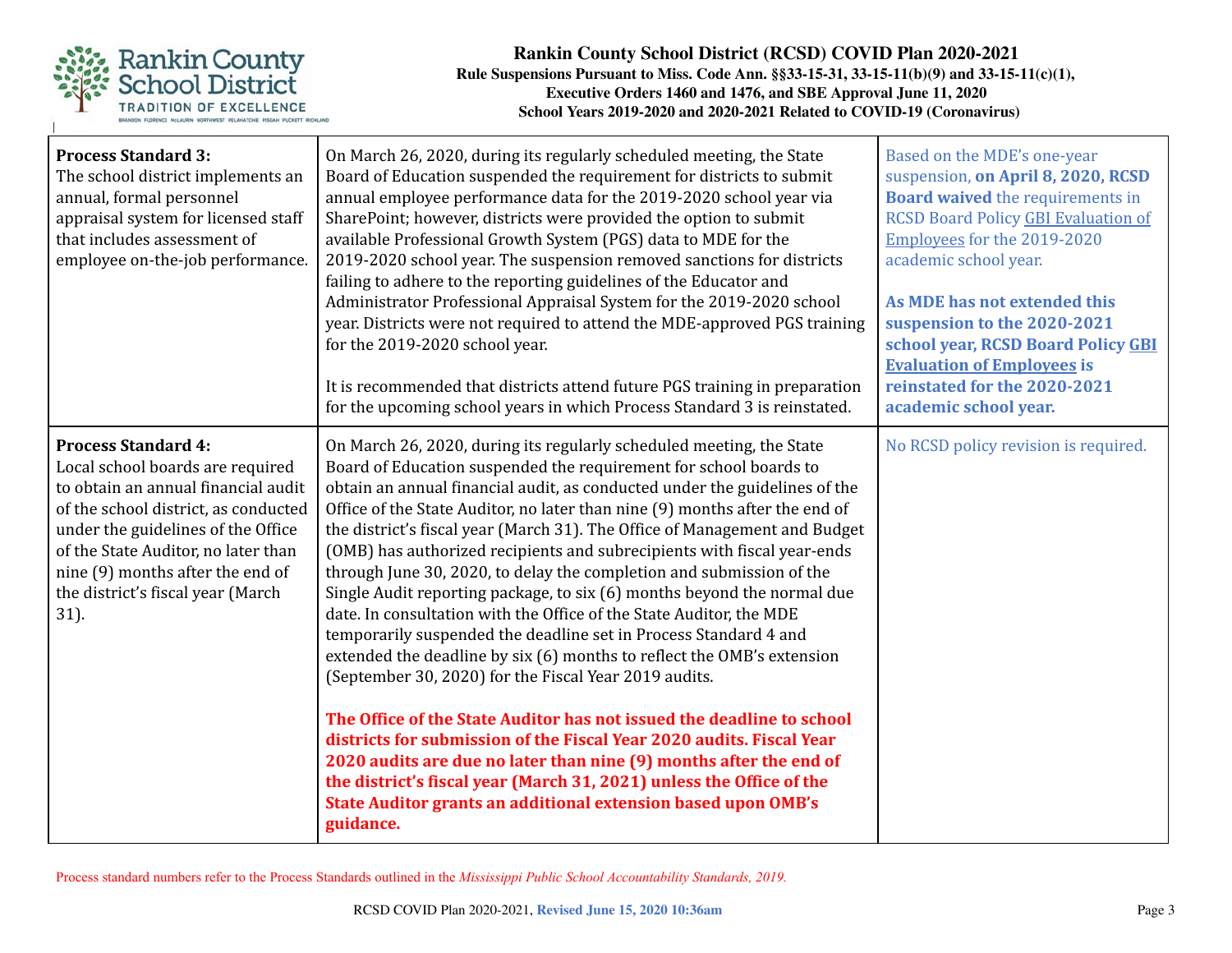| **Process Standard 3:** The school district implements an annual, formal personnel appraisal system for licensed staff that includes assessment of employee on-the-job performance. | On March 26, 2020, during its regularly scheduled meeting, the State Board of Education suspended the requirement for districts to submit annual employee performance data for the 2019-2020 school year via SharePoint; however, districts were provided the option to submit available Professional Growth System (PGS) data to MDE for the 2019-2020 school year. The suspension removed sanctions for districts failing to adhere to the reporting guidelines of the Educator and Administrator Professional Appraisal System for the 2019-2020 school year. Districts were not required to attend the MDE-approved PGS training for the 2019-2020 school year.<br><br>It is recommended that districts attend future PGS training in preparation for the upcoming school years in which Process Standard 3 is reinstated. | Based on the MDE's one-year suspension, **on April 8, 2020, RCSD Board waived** the requirements in RCSD Board Policy GBI Evaluation of Employees for the 2019-2020 academic school year.<br><br>**As MDE has not extended this suspension to the 2020-2021 school year, RCSD Board Policy GBI Evaluation of Employees is reinstated for the 2020-2021 academic school year.** |
|---|---|---|
| **Process Standard 4:** Local school boards are required to obtain an annual financial audit of the school district, as conducted under the guidelines of the Office of the State Auditor, no later than nine (9) months after the end of the district's fiscal year (March 31). | On March 26, 2020, during its regularly scheduled meeting, the State Board of Education suspended the requirement for school boards to obtain an annual financial audit, as conducted under the guidelines of the Office of the State Auditor, no later than nine (9) months after the end of the district's fiscal year (March 31). The Office of Management and Budget (OMB) has authorized recipients and subrecipients with fiscal year-ends through June 30, 2020, to delay the completion and submission of the Single Audit reporting package, to six (6) months beyond the normal due date. In consultation with the Office of the State Auditor, the MDE temporarily suspended the deadline set in Process Standard 4 and extended the deadline by six (6) months to reflect the OMB's extension (September 30, 2020) for the Fiscal Year 2019 audits.<br><br>**The Office of the State Auditor has not issued the deadline to school districts for submission of the Fiscal Year 2020 audits. Fiscal Year 2020 audits are due no later than nine (9) months after the end of the district's fiscal year (March 31, 2021) unless the Office of the State Auditor grants an additional extension based upon OMB's guidance.** | No RCSD policy revision is required. |

Process standard numbers refer to the Process Standards outlined in the *Mississippi Public School Accountability Standards, 2019.*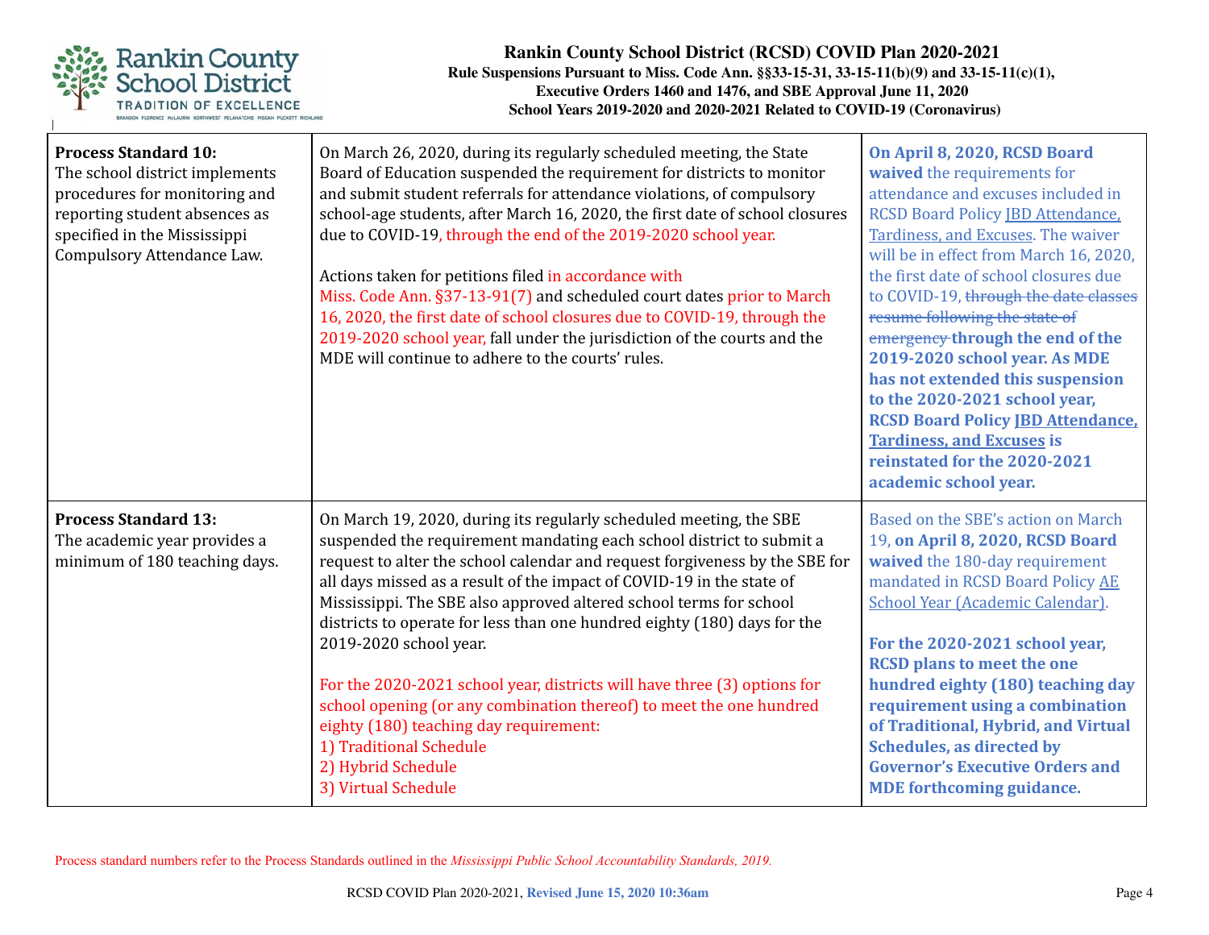| Process Standard | SBE Action | RCSD Action |
|---|---|---|
| **Process Standard 10:** The school district implements procedures for monitoring and reporting student absences as specified in the Mississippi Compulsory Attendance Law. | On March 26, 2020, during its regularly scheduled meeting, the State Board of Education suspended the requirement for districts to monitor and submit student referrals for attendance violations, of compulsory school-age students, after March 16, 2020, the first date of school closures due to COVID-19, through the end of the 2019-2020 school year.<br><br>Actions taken for petitions filed in accordance with Miss. Code Ann. §37-13-91(7) and scheduled court dates prior to March 16, 2020, the first date of school closures due to COVID-19, through the 2019-2020 school year, fall under the jurisdiction of the courts and the MDE will continue to adhere to the courts' rules. | **On April 8, 2020, RCSD Board waived** the requirements for attendance and excuses included in RCSD Board Policy JBD Attendance, Tardiness, and Excuses. The waiver will be in effect from March 16, 2020, the first date of school closures due to COVID-19, ~~through the date classes resume following the state of emergency~~ **through the end of the 2019-2020 school year. As MDE has not extended this suspension to the 2020-2021 school year, RCSD Board Policy JBD Attendance, Tardiness, and Excuses is reinstated for the 2020-2021 academic school year.** |
| **Process Standard 13:** The academic year provides a minimum of 180 teaching days. | On March 19, 2020, during its regularly scheduled meeting, the SBE suspended the requirement mandating each school district to submit a request to alter the school calendar and request forgiveness by the SBE for all days missed as a result of the impact of COVID-19 in the state of Mississippi. The SBE also approved altered school terms for school districts to operate for less than one hundred eighty (180) days for the 2019-2020 school year.<br><br>For the 2020-2021 school year, districts will have three (3) options for school opening (or any combination thereof) to meet the one hundred eighty (180) teaching day requirement:<br>1) Traditional Schedule<br>2) Hybrid Schedule<br>3) Virtual Schedule | Based on the SBE's action on March 19, **on April 8, 2020, RCSD Board waived** the 180-day requirement mandated in RCSD Board Policy AE School Year (Academic Calendar).<br><br>**For the 2020-2021 school year, RCSD plans to meet the one hundred eighty (180) teaching day requirement using a combination of Traditional, Hybrid, and Virtual Schedules, as directed by Governor's Executive Orders and MDE forthcoming guidance.** |

Process standard numbers refer to the Process Standards outlined in the *Mississippi Public School Accountability Standards, 2019.*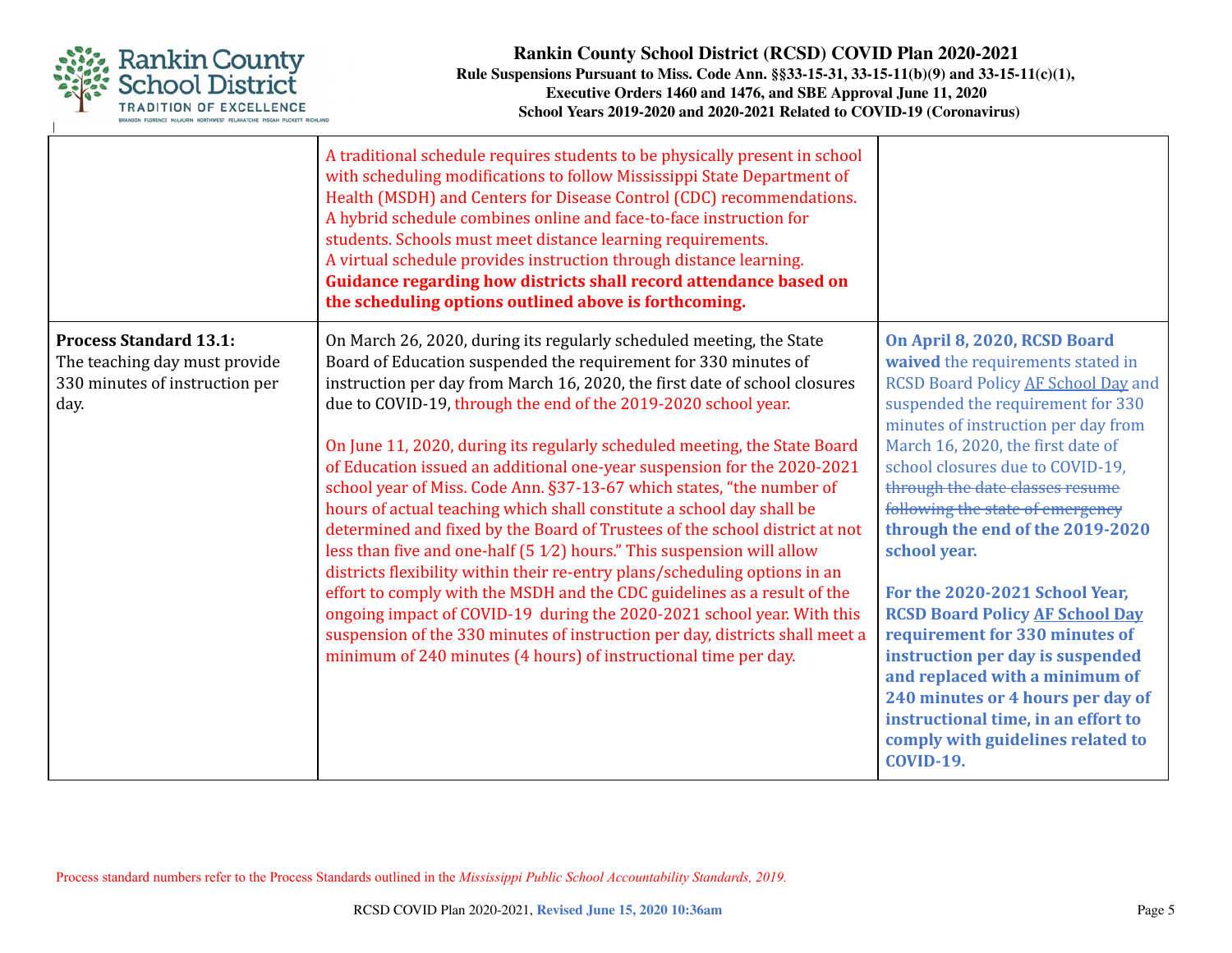| | | |
|---|---|---|
| | A traditional schedule requires students to be physically present in school with scheduling modifications to follow Mississippi State Department of Health (MSDH) and Centers for Disease Control (CDC) recommendations.<br>A hybrid schedule combines online and face-to-face instruction for students. Schools must meet distance learning requirements.<br>A virtual schedule provides instruction through distance learning.<br>**Guidance regarding how districts shall record attendance based on the scheduling options outlined above is forthcoming.** | |
| **Process Standard 13.1:**<br>The teaching day must provide 330 minutes of instruction per day. | On March 26, 2020, during its regularly scheduled meeting, the State Board of Education suspended the requirement for 330 minutes of instruction per day from March 16, 2020, the first date of school closures due to COVID-19, through the end of the 2019-2020 school year.<br><br>On June 11, 2020, during its regularly scheduled meeting, the State Board of Education issued an additional one-year suspension for the 2020-2021 school year of Miss. Code Ann. §37-13-67 which states, "the number of hours of actual teaching which shall constitute a school day shall be determined and fixed by the Board of Trustees of the school district at not less than five and one-half (5 1⁄2) hours." This suspension will allow districts flexibility within their re-entry plans/scheduling options in an effort to comply with the MSDH and the CDC guidelines as a result of the ongoing impact of COVID-19 during the 2020-2021 school year. With this suspension of the 330 minutes of instruction per day, districts shall meet a minimum of 240 minutes (4 hours) of instructional time per day. | **On April 8, 2020, RCSD Board waived** the requirements stated in RCSD Board Policy AF School Day and suspended the requirement for 330 minutes of instruction per day from March 16, 2020, the first date of school closures due to COVID-19, ~~through the date classes resume following the state of emergency~~ **through the end of the 2019-2020 school year.**<br><br>**For the 2020-2021 School Year, RCSD Board Policy AF School Day requirement for 330 minutes of instruction per day is suspended and replaced with a minimum of 240 minutes or 4 hours per day of instructional time, in an effort to comply with guidelines related to COVID-19.** |

Process standard numbers refer to the Process Standards outlined in the *Mississippi Public School Accountability Standards, 2019.*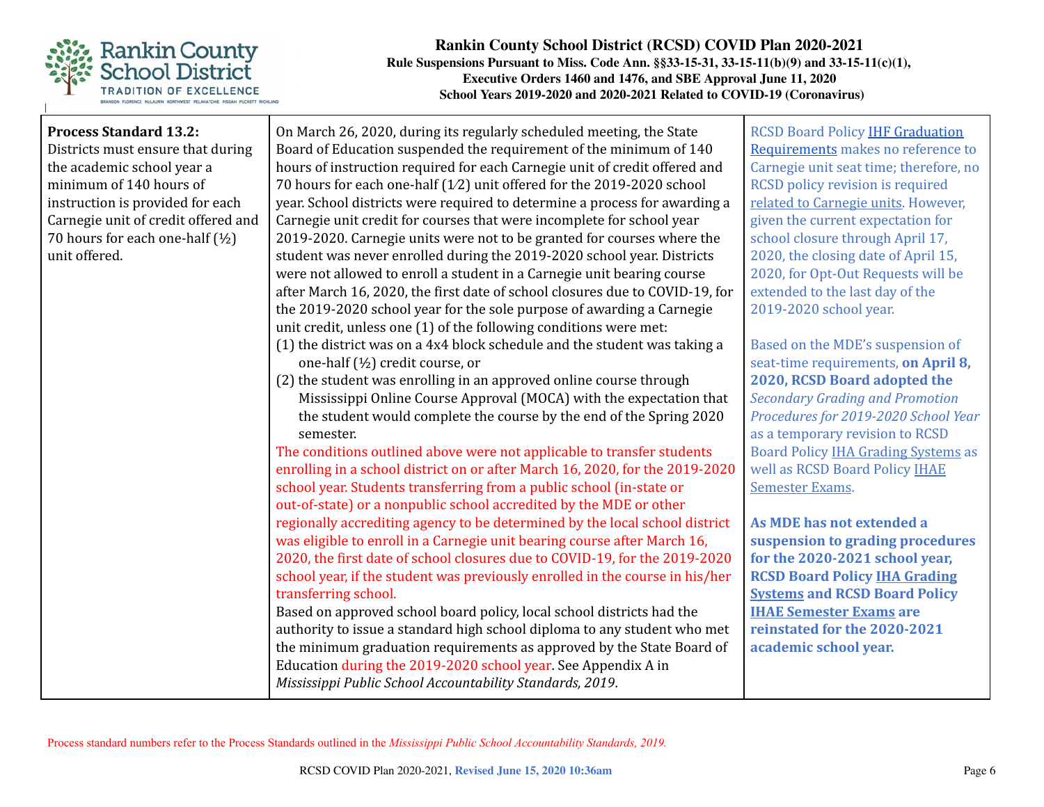| Process Standard | Requirement/Suspension | RCSD Response |
|---|---|---|
| **Process Standard 13.2:** Districts must ensure that during the academic school year a minimum of 140 hours of instruction is provided for each Carnegie unit of credit offered and 70 hours for each one-half (½) unit offered. | On March 26, 2020, during its regularly scheduled meeting, the State Board of Education suspended the requirement of the minimum of 140 hours of instruction required for each Carnegie unit of credit offered and 70 hours for each one-half (1⁄2) unit offered for the 2019-2020 school year. School districts were required to determine a process for awarding a Carnegie unit credit for courses that were incomplete for school year 2019-2020. Carnegie units were not to be granted for courses where the student was never enrolled during the 2019-2020 school year. Districts were not allowed to enroll a student in a Carnegie unit bearing course after March 16, 2020, the first date of school closures due to COVID-19, for the 2019-2020 school year for the sole purpose of awarding a Carnegie unit credit, unless one (1) of the following conditions were met:<br>(1) the district was on a 4x4 block schedule and the student was taking a one-half (½) credit course, or<br>(2) the student was enrolling in an approved online course through Mississippi Online Course Approval (MOCA) with the expectation that the student would complete the course by the end of the Spring 2020 semester.<br>The conditions outlined above were not applicable to transfer students enrolling in a school district on or after March 16, 2020, for the 2019-2020 school year. Students transferring from a public school (in-state or out-of-state) or a nonpublic school accredited by the MDE or other regionally accrediting agency to be determined by the local school district was eligible to enroll in a Carnegie unit bearing course after March 16, 2020, the first date of school closures due to COVID-19, for the 2019-2020 school year, if the student was previously enrolled in the course in his/her transferring school.<br>Based on approved school board policy, local school districts had the authority to issue a standard high school diploma to any student who met the minimum graduation requirements as approved by the State Board of Education during the 2019-2020 school year. See Appendix A in *Mississippi Public School Accountability Standards, 2019*. | RCSD Board Policy IHF Graduation Requirements makes no reference to Carnegie unit seat time; therefore, no RCSD policy revision is required related to Carnegie units. However, given the current expectation for school closure through April 17, 2020, the closing date of April 15, 2020, for Opt-Out Requests will be extended to the last day of the 2019-2020 school year.<br><br>Based on the MDE's suspension of seat-time requirements, **on April 8, 2020, RCSD Board adopted the** *Secondary Grading and Promotion Procedures for 2019-2020 School Year* as a temporary revision to RCSD Board Policy IHA Grading Systems as well as RCSD Board Policy IHAE Semester Exams.<br><br>**As MDE has not extended a suspension to grading procedures for the 2020-2021 school year, RCSD Board Policy IHA Grading Systems and RCSD Board Policy IHAE Semester Exams are reinstated for the 2020-2021 academic school year.** |

Process standard numbers refer to the Process Standards outlined in the *Mississippi Public School Accountability Standards, 2019.*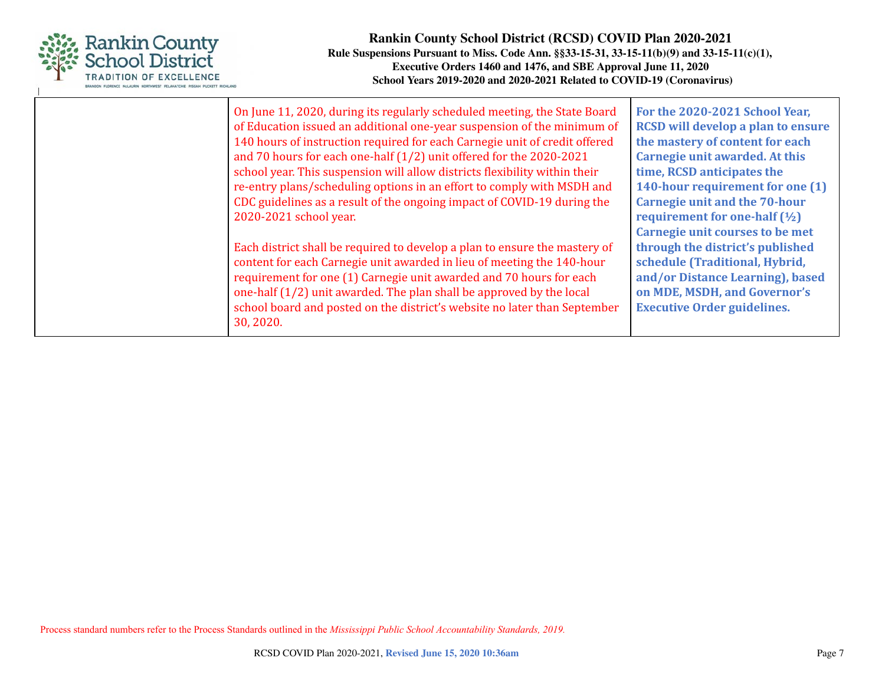|  |  |  |
|---|---|---|
|  | On June 11, 2020, during its regularly scheduled meeting, the State Board of Education issued an additional one-year suspension of the minimum of 140 hours of instruction required for each Carnegie unit of credit offered and 70 hours for each one-half (1/2) unit offered for the 2020-2021 school year. This suspension will allow districts flexibility within their re-entry plans/scheduling options in an effort to comply with MSDH and CDC guidelines as a result of the ongoing impact of COVID-19 during the 2020-2021 school year.<br><br>Each district shall be required to develop a plan to ensure the mastery of content for each Carnegie unit awarded in lieu of meeting the 140-hour requirement for one (1) Carnegie unit awarded and 70 hours for each one-half (1/2) unit awarded. The plan shall be approved by the local school board and posted on the district's website no later than September 30, 2020. | **For the 2020-2021 School Year, RCSD will develop a plan to ensure the mastery of content for each Carnegie unit awarded. At this time, RCSD anticipates the 140-hour requirement for one (1) Carnegie unit and the 70-hour requirement for one-half (½) Carnegie unit courses to be met through the district's published schedule (Traditional, Hybrid, and/or Distance Learning), based on MDE, MSDH, and Governor's Executive Order guidelines.** |

Process standard numbers refer to the Process Standards outlined in the *Mississippi Public School Accountability Standards, 2019.*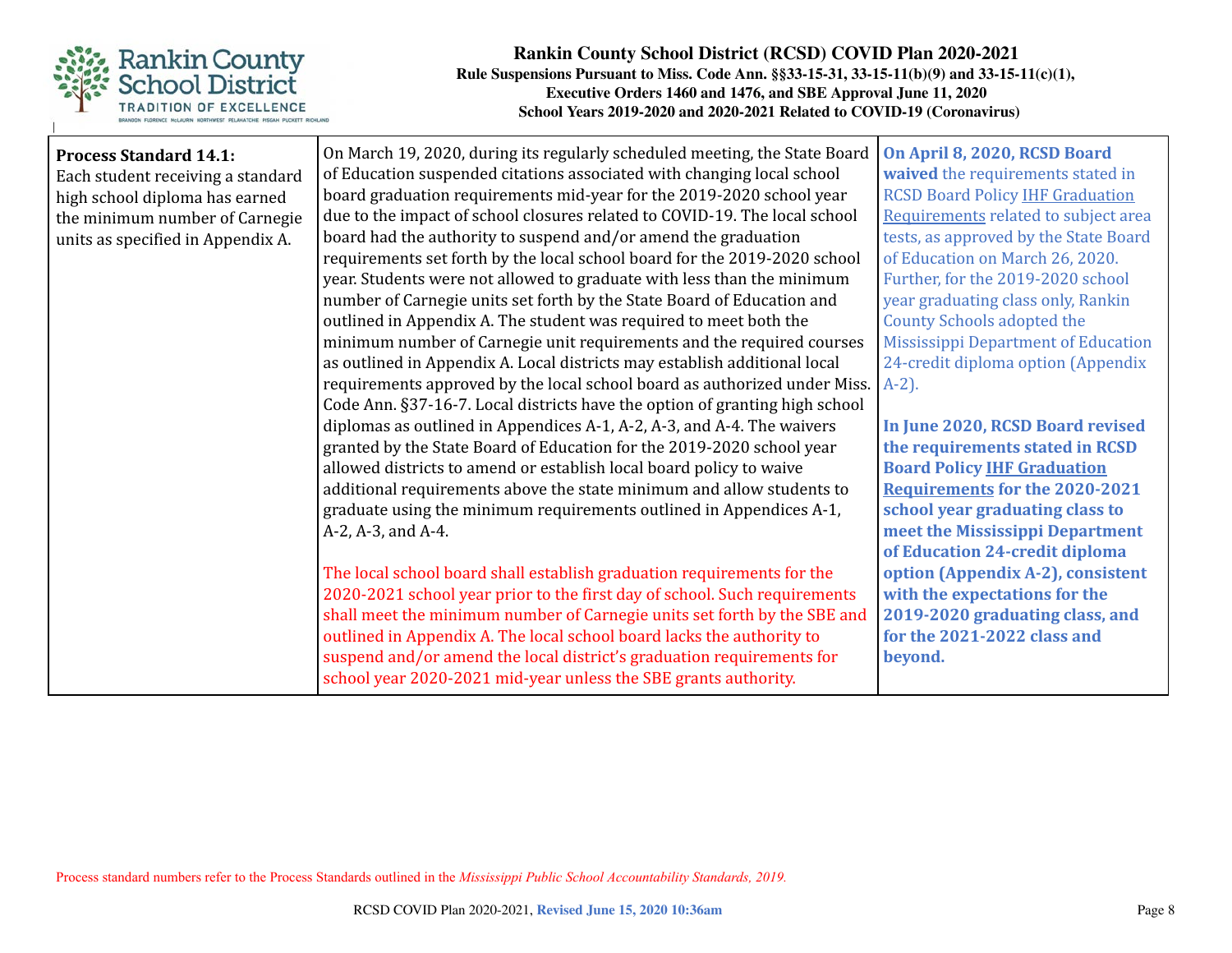| Process Standard 14.1: Each student receiving a standard high school diploma has earned the minimum number of Carnegie units as specified in Appendix A. | On March 19, 2020, during its regularly scheduled meeting, the State Board of Education suspended citations associated with changing local school board graduation requirements mid-year for the 2019-2020 school year due to the impact of school closures related to COVID-19. The local school board had the authority to suspend and/or amend the graduation requirements set forth by the local school board for the 2019-2020 school year. Students were not allowed to graduate with less than the minimum number of Carnegie units set forth by the State Board of Education and outlined in Appendix A. The student was required to meet both the minimum number of Carnegie unit requirements and the required courses as outlined in Appendix A. Local districts may establish additional local requirements approved by the local school board as authorized under Miss. Code Ann. §37-16-7. Local districts have the option of granting high school diplomas as outlined in Appendices A-1, A-2, A-3, and A-4. The waivers granted by the State Board of Education for the 2019-2020 school year allowed districts to amend or establish local board policy to waive additional requirements above the state minimum and allow students to graduate using the minimum requirements outlined in Appendices A-1, A-2, A-3, and A-4.<br><br>The local school board shall establish graduation requirements for the 2020-2021 school year prior to the first day of school. Such requirements shall meet the minimum number of Carnegie units set forth by the SBE and outlined in Appendix A. The local school board lacks the authority to suspend and/or amend the local district's graduation requirements for school year 2020-2021 mid-year unless the SBE grants authority. | **On April 8, 2020, RCSD Board waived** the requirements stated in RCSD Board Policy IHF Graduation Requirements related to subject area tests, as approved by the State Board of Education on March 26, 2020. Further, for the 2019-2020 school year graduating class only, Rankin County Schools adopted the Mississippi Department of Education 24-credit diploma option (Appendix A-2).<br><br>**In June 2020, RCSD Board revised the requirements stated in RCSD Board Policy IHF Graduation Requirements for the 2020-2021 school year graduating class to meet the Mississippi Department of Education 24-credit diploma option (Appendix A-2), consistent with the expectations for the 2019-2020 graduating class, and for the 2021-2022 class and beyond.** |
|---|---|---|

Process standard numbers refer to the Process Standards outlined in the *Mississippi Public School Accountability Standards, 2019.*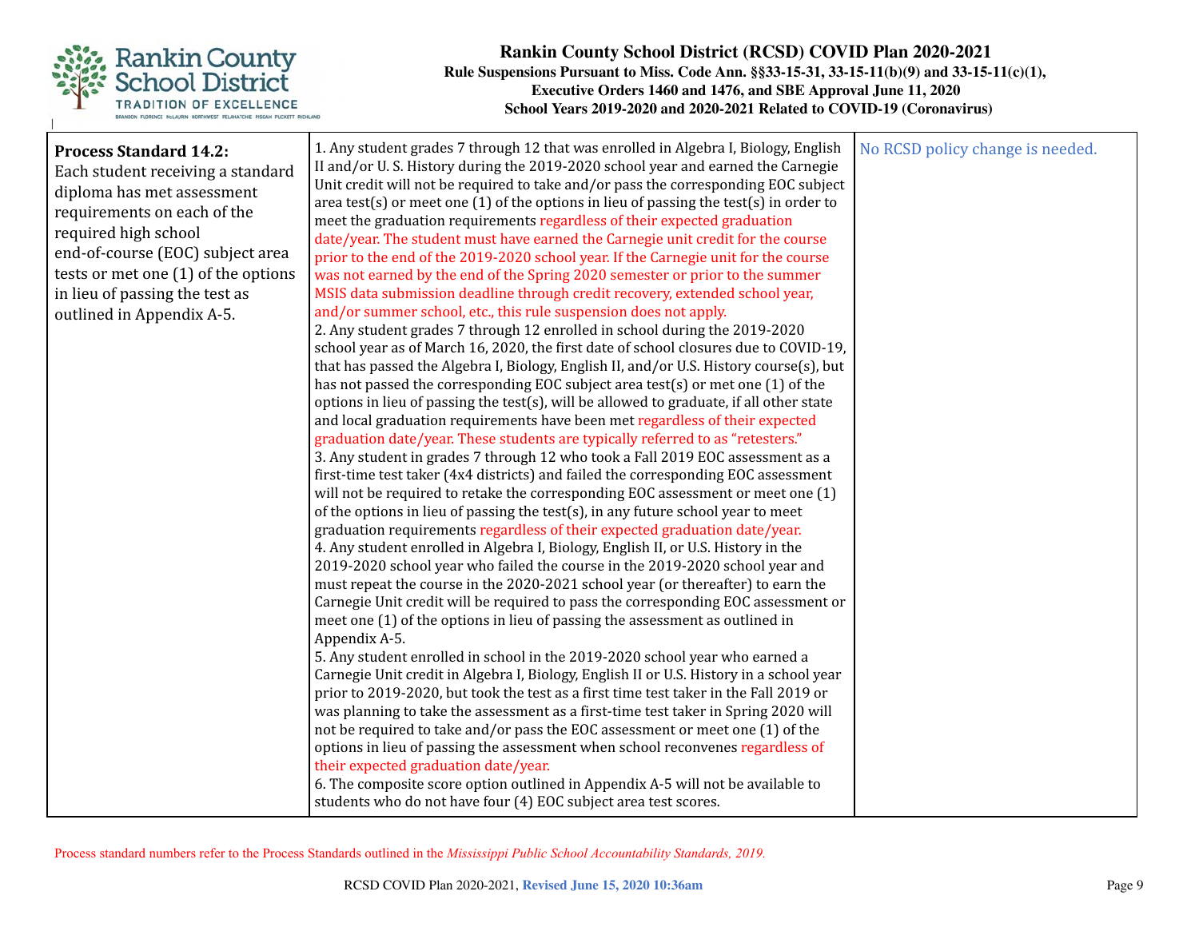| Process Standard 14.2: Each student receiving a standard diploma has met assessment requirements on each of the required high school end-of-course (EOC) subject area tests or met one (1) of the options in lieu of passing the test as outlined in Appendix A-5. | 1. Any student grades 7 through 12 that was enrolled in Algebra I, Biology, English II and/or U. S. History during the 2019-2020 school year and earned the Carnegie Unit credit will not be required to take and/or pass the corresponding EOC subject area test(s) or meet one (1) of the options in lieu of passing the test(s) in order to meet the graduation requirements regardless of their expected graduation date/year. The student must have earned the Carnegie unit credit for the course prior to the end of the 2019-2020 school year. If the Carnegie unit for the course was not earned by the end of the Spring 2020 semester or prior to the summer MSIS data submission deadline through credit recovery, extended school year, and/or summer school, etc., this rule suspension does not apply.<br>2. Any student grades 7 through 12 enrolled in school during the 2019-2020 school year as of March 16, 2020, the first date of school closures due to COVID-19, that has passed the Algebra I, Biology, English II, and/or U.S. History course(s), but has not passed the corresponding EOC subject area test(s) or met one (1) of the options in lieu of passing the test(s), will be allowed to graduate, if all other state and local graduation requirements have been met regardless of their expected graduation date/year. These students are typically referred to as "retesters."<br>3. Any student in grades 7 through 12 who took a Fall 2019 EOC assessment as a first-time test taker (4x4 districts) and failed the corresponding EOC assessment will not be required to retake the corresponding EOC assessment or meet one (1) of the options in lieu of passing the test(s), in any future school year to meet graduation requirements regardless of their expected graduation date/year.<br>4. Any student enrolled in Algebra I, Biology, English II, or U.S. History in the 2019-2020 school year who failed the course in the 2019-2020 school year and must repeat the course in the 2020-2021 school year (or thereafter) to earn the Carnegie Unit credit will be required to pass the corresponding EOC assessment or meet one (1) of the options in lieu of passing the assessment as outlined in Appendix A-5.<br>5. Any student enrolled in school in the 2019-2020 school year who earned a Carnegie Unit credit in Algebra I, Biology, English II or U.S. History in a school year prior to 2019-2020, but took the test as a first time test taker in the Fall 2019 or was planning to take the assessment as a first-time test taker in Spring 2020 will not be required to take and/or pass the EOC assessment or meet one (1) of the options in lieu of passing the assessment when school reconvenes regardless of their expected graduation date/year.<br>6. The composite score option outlined in Appendix A-5 will not be available to students who do not have four (4) EOC subject area test scores. | No RCSD policy change is needed. |
|---|---|---|

Process standard numbers refer to the Process Standards outlined in the *Mississippi Public School Accountability Standards, 2019.*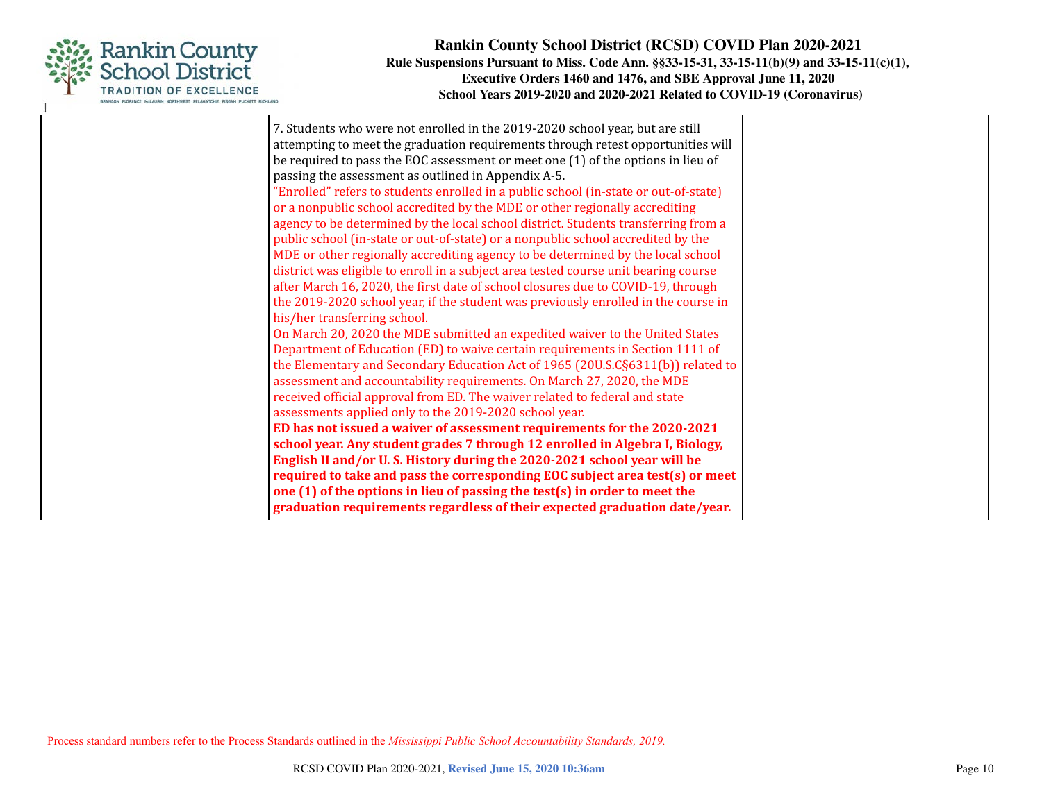| | | |
|---|---|---|
| | 7. Students who were not enrolled in the 2019-2020 school year, but are still attempting to meet the graduation requirements through retest opportunities will be required to pass the EOC assessment or meet one (1) of the options in lieu of passing the assessment as outlined in Appendix A-5.<br>"Enrolled" refers to students enrolled in a public school (in-state or out-of-state) or a nonpublic school accredited by the MDE or other regionally accrediting agency to be determined by the local school district. Students transferring from a public school (in-state or out-of-state) or a nonpublic school accredited by the MDE or other regionally accrediting agency to be determined by the local school district was eligible to enroll in a subject area tested course unit bearing course after March 16, 2020, the first date of school closures due to COVID-19, through the 2019-2020 school year, if the student was previously enrolled in the course in his/her transferring school.<br>On March 20, 2020 the MDE submitted an expedited waiver to the United States Department of Education (ED) to waive certain requirements in Section 1111 of the Elementary and Secondary Education Act of 1965 (20U.S.C§6311(b)) related to assessment and accountability requirements. On March 27, 2020, the MDE received official approval from ED. The waiver related to federal and state assessments applied only to the 2019-2020 school year.<br>**ED has not issued a waiver of assessment requirements for the 2020-2021 school year. Any student grades 7 through 12 enrolled in Algebra I, Biology, English II and/or U. S. History during the 2020-2021 school year will be required to take and pass the corresponding EOC subject area test(s) or meet one (1) of the options in lieu of passing the test(s) in order to meet the graduation requirements regardless of their expected graduation date/year.** | |

Process standard numbers refer to the Process Standards outlined in the *Mississippi Public School Accountability Standards, 2019.*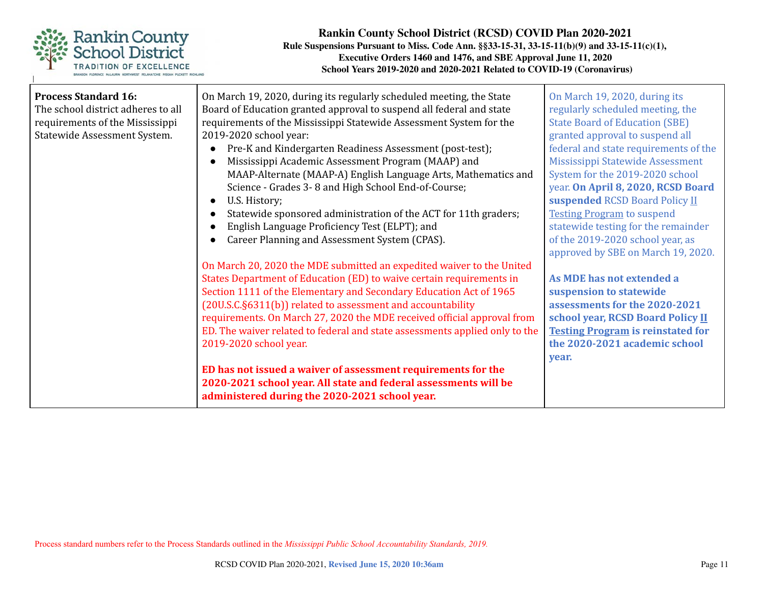| Process Standard 16: The school district adheres to all requirements of the Mississippi Statewide Assessment System. | On March 19, 2020, during its regularly scheduled meeting, the State Board of Education granted approval to suspend all federal and state requirements of the Mississippi Statewide Assessment System for the 2019-2020 school year:<br>● Pre-K and Kindergarten Readiness Assessment (post-test);<br>● Mississippi Academic Assessment Program (MAAP) and MAAP-Alternate (MAAP-A) English Language Arts, Mathematics and Science - Grades 3- 8 and High School End-of-Course;<br>● U.S. History;<br>● Statewide sponsored administration of the ACT for 11th graders;<br>● English Language Proficiency Test (ELPT); and<br>● Career Planning and Assessment System (CPAS).<br><br>On March 20, 2020 the MDE submitted an expedited waiver to the United States Department of Education (ED) to waive certain requirements in Section 1111 of the Elementary and Secondary Education Act of 1965 (20U.S.C.§6311(b)) related to assessment and accountability requirements. On March 27, 2020 the MDE received official approval from ED. The waiver related to federal and state assessments applied only to the 2019-2020 school year.<br><br>**ED has not issued a waiver of assessment requirements for the 2020-2021 school year. All state and federal assessments will be administered during the 2020-2021 school year.** | On March 19, 2020, during its regularly scheduled meeting, the State Board of Education (SBE) granted approval to suspend all federal and state requirements of the Mississippi Statewide Assessment System for the 2019-2020 school year. **On April 8, 2020, RCSD Board suspended** RCSD Board Policy II Testing Program to suspend statewide testing for the remainder of the 2019-2020 school year, as approved by SBE on March 19, 2020.<br><br>**As MDE has not extended a suspension to statewide assessments for the 2020-2021 school year, RCSD Board Policy II Testing Program is reinstated for the 2020-2021 academic school year.** |
|---|---|---|

Process standard numbers refer to the Process Standards outlined in the *Mississippi Public School Accountability Standards, 2019.*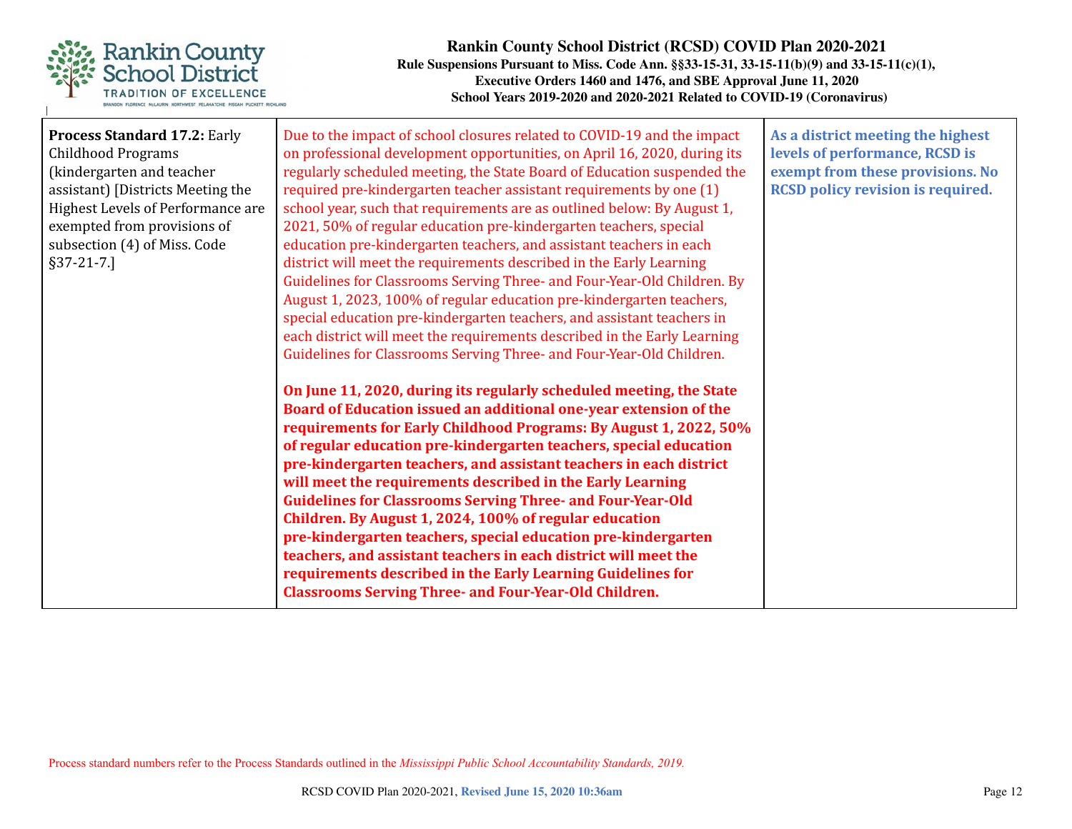| | | |
|---|---|---|
| **Process Standard 17.2:** Early Childhood Programs (kindergarten and teacher assistant) [Districts Meeting the Highest Levels of Performance are exempted from provisions of subsection (4) of Miss. Code §37-21-7.] | Due to the impact of school closures related to COVID-19 and the impact on professional development opportunities, on April 16, 2020, during its regularly scheduled meeting, the State Board of Education suspended the required pre-kindergarten teacher assistant requirements by one (1) school year, such that requirements are as outlined below: By August 1, 2021, 50% of regular education pre-kindergarten teachers, special education pre-kindergarten teachers, and assistant teachers in each district will meet the requirements described in the Early Learning Guidelines for Classrooms Serving Three- and Four-Year-Old Children. By August 1, 2023, 100% of regular education pre-kindergarten teachers, special education pre-kindergarten teachers, and assistant teachers in each district will meet the requirements described in the Early Learning Guidelines for Classrooms Serving Three- and Four-Year-Old Children.<br><br>**On June 11, 2020, during its regularly scheduled meeting, the State Board of Education issued an additional one-year extension of the requirements for Early Childhood Programs: By August 1, 2022, 50% of regular education pre-kindergarten teachers, special education pre-kindergarten teachers, and assistant teachers in each district will meet the requirements described in the Early Learning Guidelines for Classrooms Serving Three- and Four-Year-Old Children. By August 1, 2024, 100% of regular education pre-kindergarten teachers, special education pre-kindergarten teachers, and assistant teachers in each district will meet the requirements described in the Early Learning Guidelines for Classrooms Serving Three- and Four-Year-Old Children.** | **As a district meeting the highest levels of performance, RCSD is exempt from these provisions. No RCSD policy revision is required.** |

Process standard numbers refer to the Process Standards outlined in the *Mississippi Public School Accountability Standards, 2019.*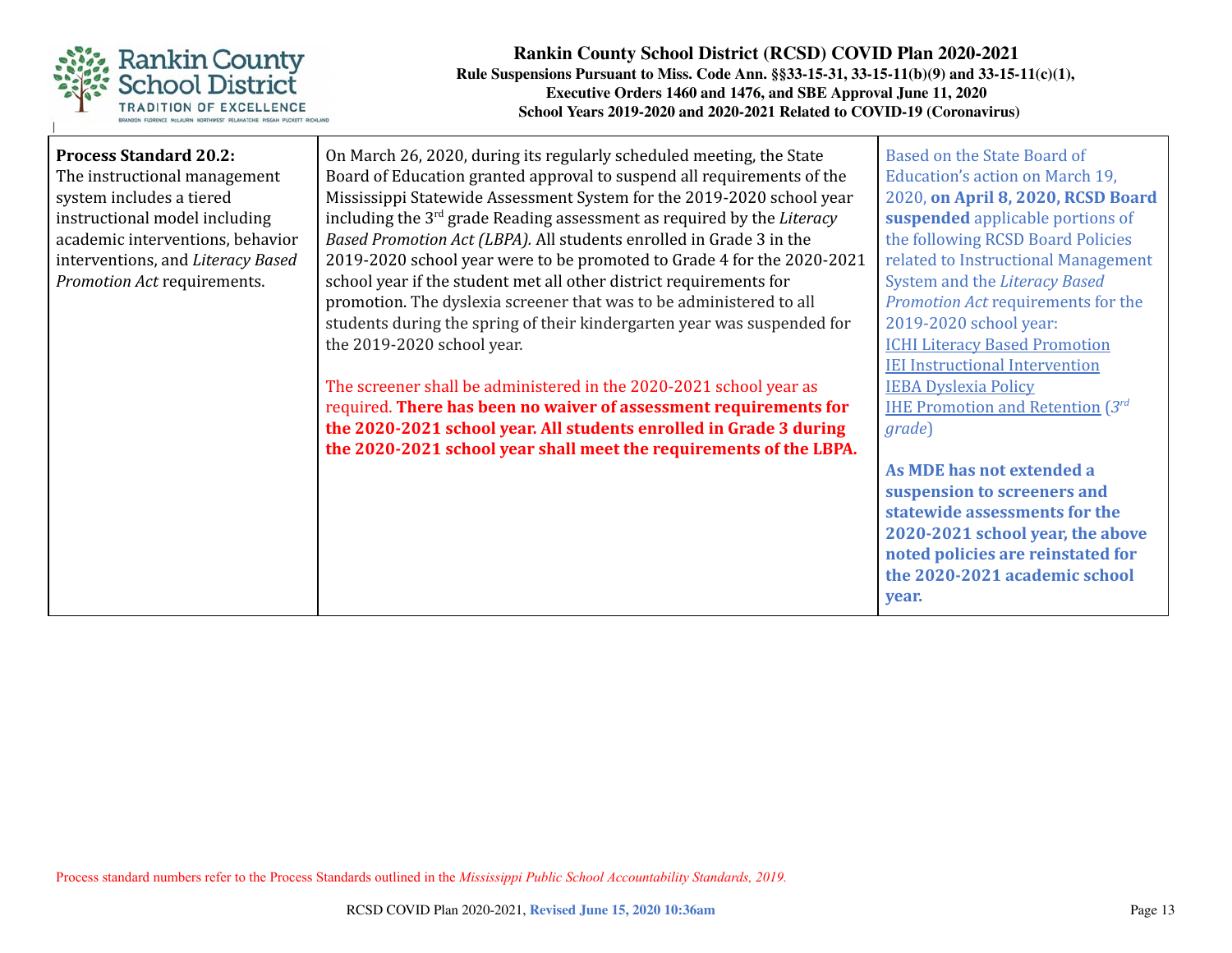| | | |
|---|---|---|
| **Process Standard 20.2:** The instructional management system includes a tiered instructional model including academic interventions, behavior interventions, and *Literacy Based Promotion Act* requirements. | On March 26, 2020, during its regularly scheduled meeting, the State Board of Education granted approval to suspend all requirements of the Mississippi Statewide Assessment System for the 2019-2020 school year including the 3rd grade Reading assessment as required by the *Literacy Based Promotion Act (LBPA).* All students enrolled in Grade 3 in the 2019-2020 school year were to be promoted to Grade 4 for the 2020-2021 school year if the student met all other district requirements for promotion. The dyslexia screener that was to be administered to all students during the spring of their kindergarten year was suspended for the 2019-2020 school year.<br><br>The screener shall be administered in the 2020-2021 school year as required. **There has been no waiver of assessment requirements for the 2020-2021 school year. All students enrolled in Grade 3 during the 2020-2021 school year shall meet the requirements of the LBPA.** | Based on the State Board of Education's action on March 19, 2020, **on April 8, 2020, RCSD Board suspended** applicable portions of the following RCSD Board Policies related to Instructional Management System and the *Literacy Based Promotion Act* requirements for the 2019-2020 school year:<br>ICHI Literacy Based Promotion<br>IEI Instructional Intervention<br>IEBA Dyslexia Policy<br>IHE Promotion and Retention (*3rd grade*)<br><br>**As MDE has not extended a suspension to screeners and statewide assessments for the 2020-2021 school year, the above noted policies are reinstated for the 2020-2021 academic school year.** |

Process standard numbers refer to the Process Standards outlined in the *Mississippi Public School Accountability Standards, 2019.*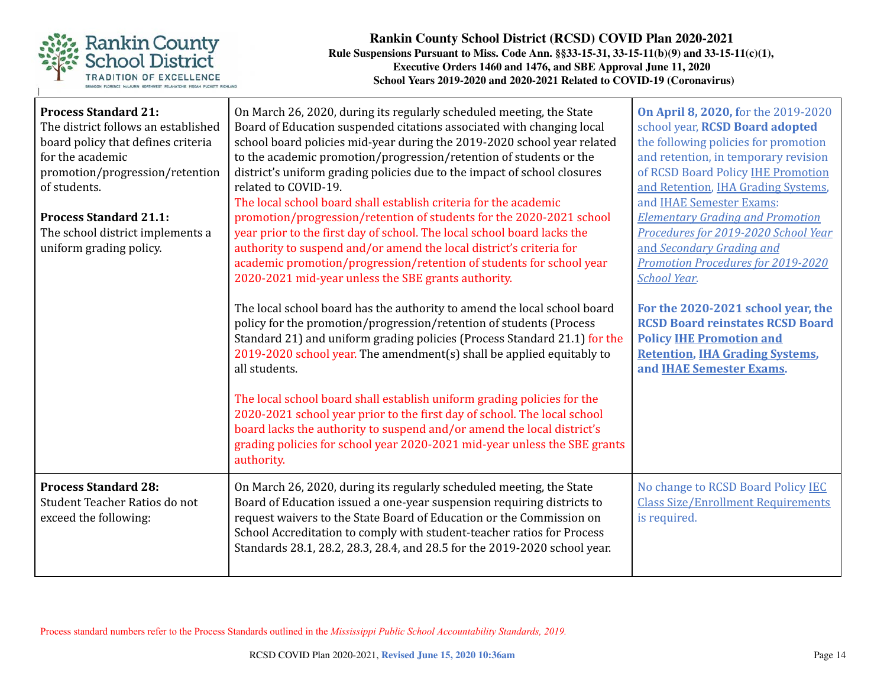| | | |
|---|---|---|
| **Process Standard 21:** The district follows an established board policy that defines criteria for the academic promotion/progression/retention of students.<br><br>**Process Standard 21.1:** The school district implements a uniform grading policy. | On March 26, 2020, during its regularly scheduled meeting, the State Board of Education suspended citations associated with changing local school board policies mid-year during the 2019-2020 school year related to the academic promotion/progression/retention of students or the district's uniform grading policies due to the impact of school closures related to COVID-19.<br>The local school board shall establish criteria for the academic promotion/progression/retention of students for the 2020-2021 school year prior to the first day of school. The local school board lacks the authority to suspend and/or amend the local district's criteria for academic promotion/progression/retention of students for school year 2020-2021 mid-year unless the SBE grants authority.<br><br>The local school board has the authority to amend the local school board policy for the promotion/progression/retention of students (Process Standard 21) and uniform grading policies (Process Standard 21.1) for the 2019-2020 school year. The amendment(s) shall be applied equitably to all students.<br><br>The local school board shall establish uniform grading policies for the 2020-2021 school year prior to the first day of school. The local school board lacks the authority to suspend and/or amend the local district's grading policies for school year 2020-2021 mid-year unless the SBE grants authority. | **On April 8, 2020, f**or the 2019-2020 school year, **RCSD Board adopted** the following policies for promotion and retention, in temporary revision of RCSD Board Policy IHE Promotion and Retention, IHA Grading Systems, and IHAE Semester Exams: *Elementary Grading and Promotion Procedures for 2019-2020 School Year* and *Secondary Grading and Promotion Procedures for 2019-2020 School Year*.<br><br>**For the 2020-2021 school year, the RCSD Board reinstates RCSD Board Policy IHE Promotion and Retention, IHA Grading Systems, and IHAE Semester Exams.** |
| **Process Standard 28:** Student Teacher Ratios do not exceed the following: | On March 26, 2020, during its regularly scheduled meeting, the State Board of Education issued a one-year suspension requiring districts to request waivers to the State Board of Education or the Commission on School Accreditation to comply with student-teacher ratios for Process Standards 28.1, 28.2, 28.3, 28.4, and 28.5 for the 2019-2020 school year. | No change to RCSD Board Policy IEC Class Size/Enrollment Requirements is required. |

Process standard numbers refer to the Process Standards outlined in the *Mississippi Public School Accountability Standards, 2019.*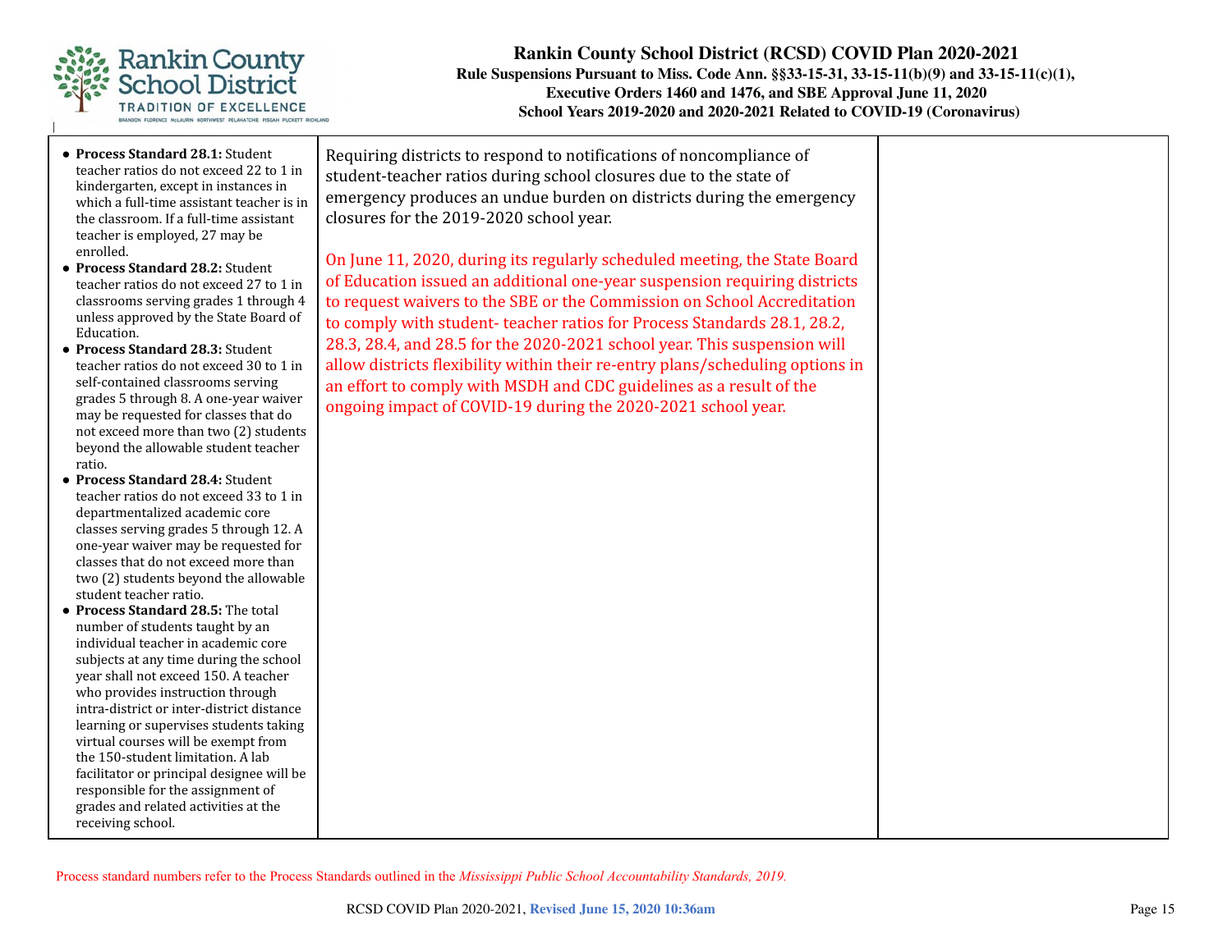| | | |
|---|---|---|
| • **Process Standard 28.1:** Student teacher ratios do not exceed 22 to 1 in kindergarten, except in instances in which a full-time assistant teacher is in the classroom. If a full-time assistant teacher is employed, 27 may be enrolled.<br>• **Process Standard 28.2:** Student teacher ratios do not exceed 27 to 1 in classrooms serving grades 1 through 4 unless approved by the State Board of Education.<br>• **Process Standard 28.3:** Student teacher ratios do not exceed 30 to 1 in self-contained classrooms serving grades 5 through 8. A one-year waiver may be requested for classes that do not exceed more than two (2) students beyond the allowable student teacher ratio.<br>• **Process Standard 28.4:** Student teacher ratios do not exceed 33 to 1 in departmentalized academic core classes serving grades 5 through 12. A one-year waiver may be requested for classes that do not exceed more than two (2) students beyond the allowable student teacher ratio.<br>• **Process Standard 28.5:** The total number of students taught by an individual teacher in academic core subjects at any time during the school year shall not exceed 150. A teacher who provides instruction through intra-district or inter-district distance learning or supervises students taking virtual courses will be exempt from the 150-student limitation. A lab facilitator or principal designee will be responsible for the assignment of grades and related activities at the receiving school. | Requiring districts to respond to notifications of noncompliance of student-teacher ratios during school closures due to the state of emergency produces an undue burden on districts during the emergency closures for the 2019-2020 school year.<br><br>On June 11, 2020, during its regularly scheduled meeting, the State Board of Education issued an additional one-year suspension requiring districts to request waivers to the SBE or the Commission on School Accreditation to comply with student- teacher ratios for Process Standards 28.1, 28.2, 28.3, 28.4, and 28.5 for the 2020-2021 school year. This suspension will allow districts flexibility within their re-entry plans/scheduling options in an effort to comply with MSDH and CDC guidelines as a result of the ongoing impact of COVID-19 during the 2020-2021 school year. | |

Process standard numbers refer to the Process Standards outlined in the *Mississippi Public School Accountability Standards, 2019.*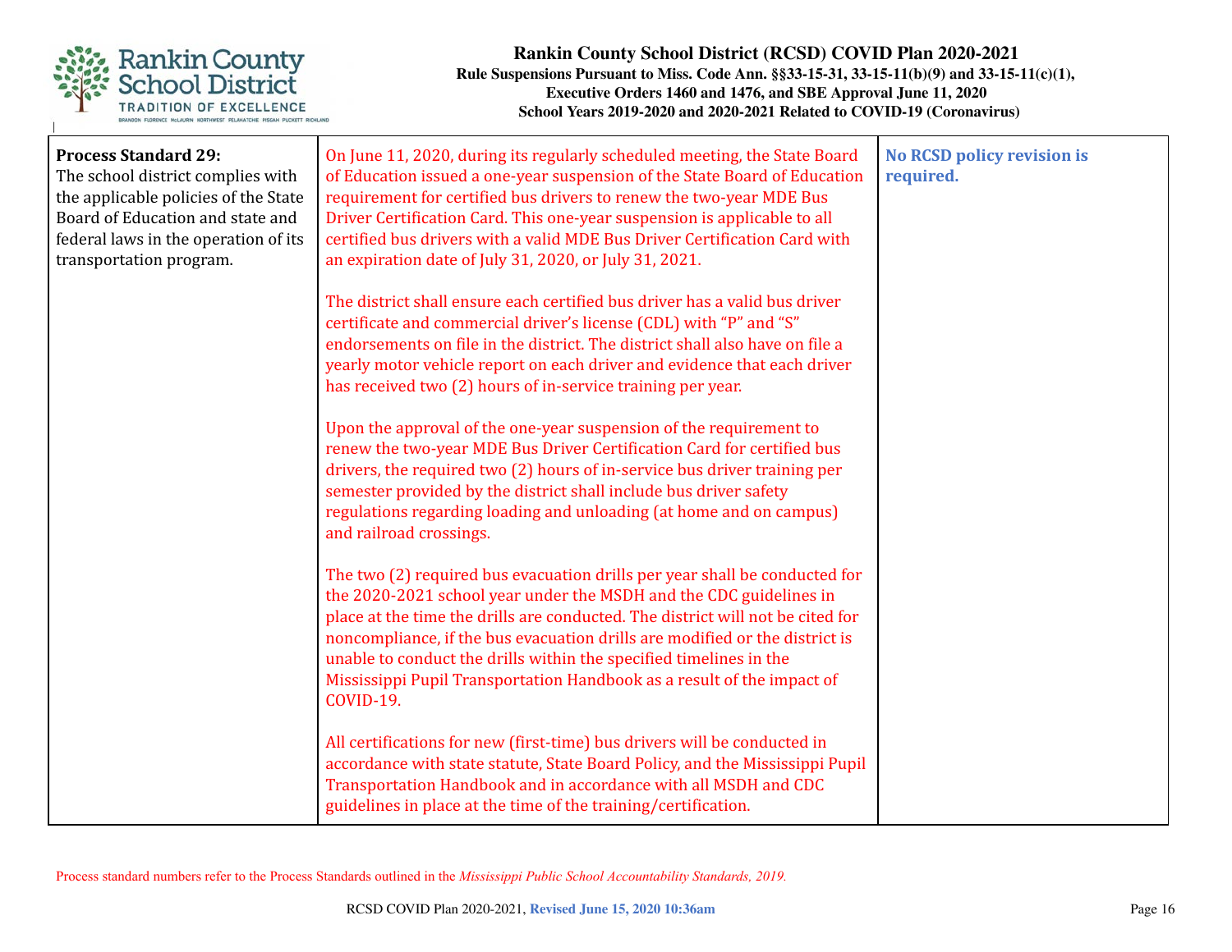| Process Standard | RCSD COVID Plan | Policy Revision |
|---|---|---|
| **Process Standard 29:**<br>The school district complies with the applicable policies of the State Board of Education and state and federal laws in the operation of its transportation program. | On June 11, 2020, during its regularly scheduled meeting, the State Board of Education issued a one-year suspension of the State Board of Education requirement for certified bus drivers to renew the two-year MDE Bus Driver Certification Card. This one-year suspension is applicable to all certified bus drivers with a valid MDE Bus Driver Certification Card with an expiration date of July 31, 2020, or July 31, 2021.<br><br>The district shall ensure each certified bus driver has a valid bus driver certificate and commercial driver's license (CDL) with "P" and "S" endorsements on file in the district. The district shall also have on file a yearly motor vehicle report on each driver and evidence that each driver has received two (2) hours of in-service training per year.<br><br>Upon the approval of the one-year suspension of the requirement to renew the two-year MDE Bus Driver Certification Card for certified bus drivers, the required two (2) hours of in-service bus driver training per semester provided by the district shall include bus driver safety regulations regarding loading and unloading (at home and on campus) and railroad crossings.<br><br>The two (2) required bus evacuation drills per year shall be conducted for the 2020-2021 school year under the MSDH and the CDC guidelines in place at the time the drills are conducted. The district will not be cited for noncompliance, if the bus evacuation drills are modified or the district is unable to conduct the drills within the specified timelines in the Mississippi Pupil Transportation Handbook as a result of the impact of COVID-19.<br><br>All certifications for new (first-time) bus drivers will be conducted in accordance with state statute, State Board Policy, and the Mississippi Pupil Transportation Handbook and in accordance with all MSDH and CDC guidelines in place at the time of the training/certification. | **No RCSD policy revision is required.** |

Process standard numbers refer to the Process Standards outlined in the *Mississippi Public School Accountability Standards, 2019.*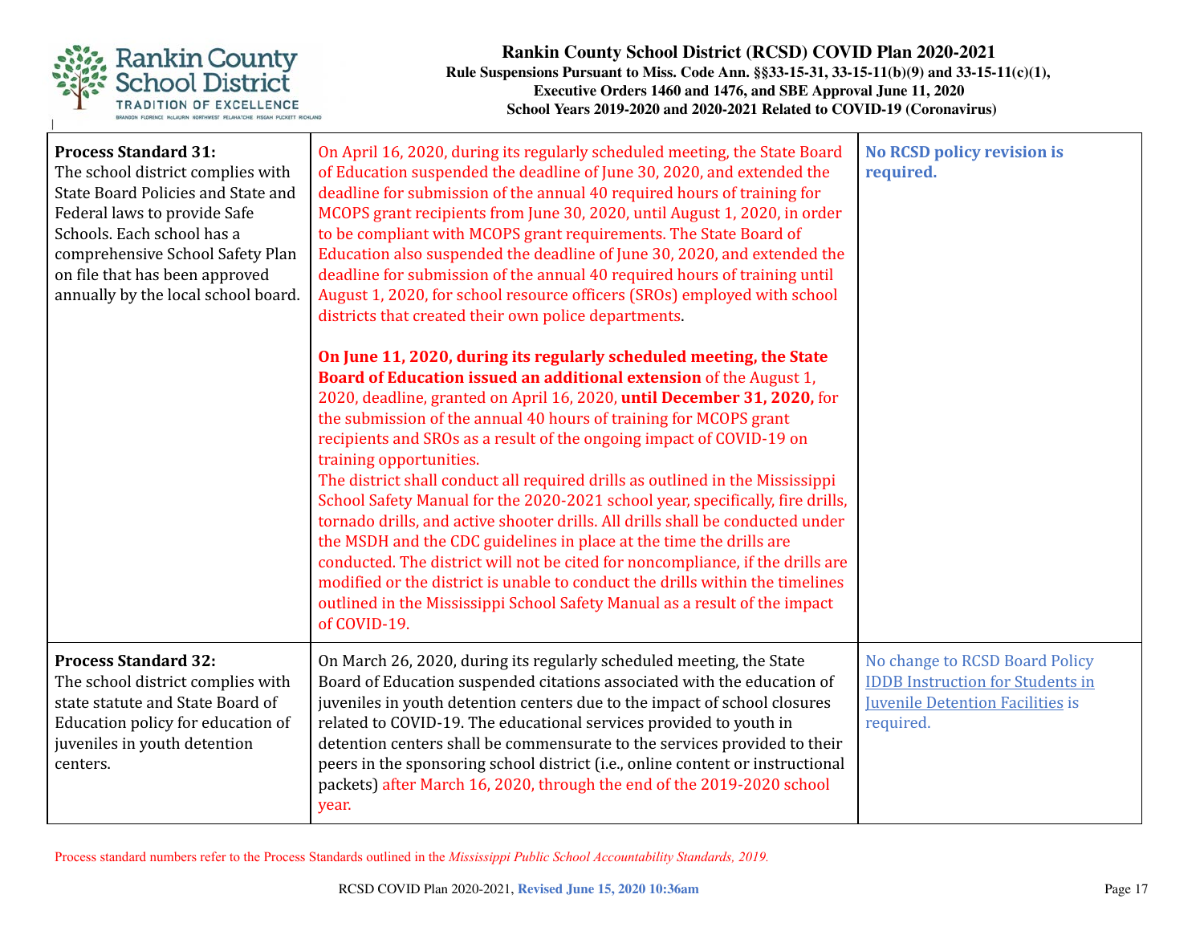| | | |
|---|---|---|
| **Process Standard 31:** The school district complies with State Board Policies and State and Federal laws to provide Safe Schools. Each school has a comprehensive School Safety Plan on file that has been approved annually by the local school board. | On April 16, 2020, during its regularly scheduled meeting, the State Board of Education suspended the deadline of June 30, 2020, and extended the deadline for submission of the annual 40 required hours of training for MCOPS grant recipients from June 30, 2020, until August 1, 2020, in order to be compliant with MCOPS grant requirements. The State Board of Education also suspended the deadline of June 30, 2020, and extended the deadline for submission of the annual 40 required hours of training until August 1, 2020, for school resource officers (SROs) employed with school districts that created their own police departments.<br><br>**On June 11, 2020, during its regularly scheduled meeting, the State Board of Education issued an additional extension** of the August 1, 2020, deadline, granted on April 16, 2020, **until December 31, 2020,** for the submission of the annual 40 hours of training for MCOPS grant recipients and SROs as a result of the ongoing impact of COVID-19 on training opportunities.<br>The district shall conduct all required drills as outlined in the Mississippi School Safety Manual for the 2020-2021 school year, specifically, fire drills, tornado drills, and active shooter drills. All drills shall be conducted under the MSDH and the CDC guidelines in place at the time the drills are conducted. The district will not be cited for noncompliance, if the drills are modified or the district is unable to conduct the drills within the timelines outlined in the Mississippi School Safety Manual as a result of the impact of COVID-19. | **No RCSD policy revision is required.** |
| **Process Standard 32:** The school district complies with state statute and State Board of Education policy for education of juveniles in youth detention centers. | On March 26, 2020, during its regularly scheduled meeting, the State Board of Education suspended citations associated with the education of juveniles in youth detention centers due to the impact of school closures related to COVID-19. The educational services provided to youth in detention centers shall be commensurate to the services provided to their peers in the sponsoring school district (i.e., online content or instructional packets) after March 16, 2020, through the end of the 2019-2020 school year. | No change to RCSD Board Policy IDDB Instruction for Students in Juvenile Detention Facilities is required. |

Process standard numbers refer to the Process Standards outlined in the *Mississippi Public School Accountability Standards, 2019.*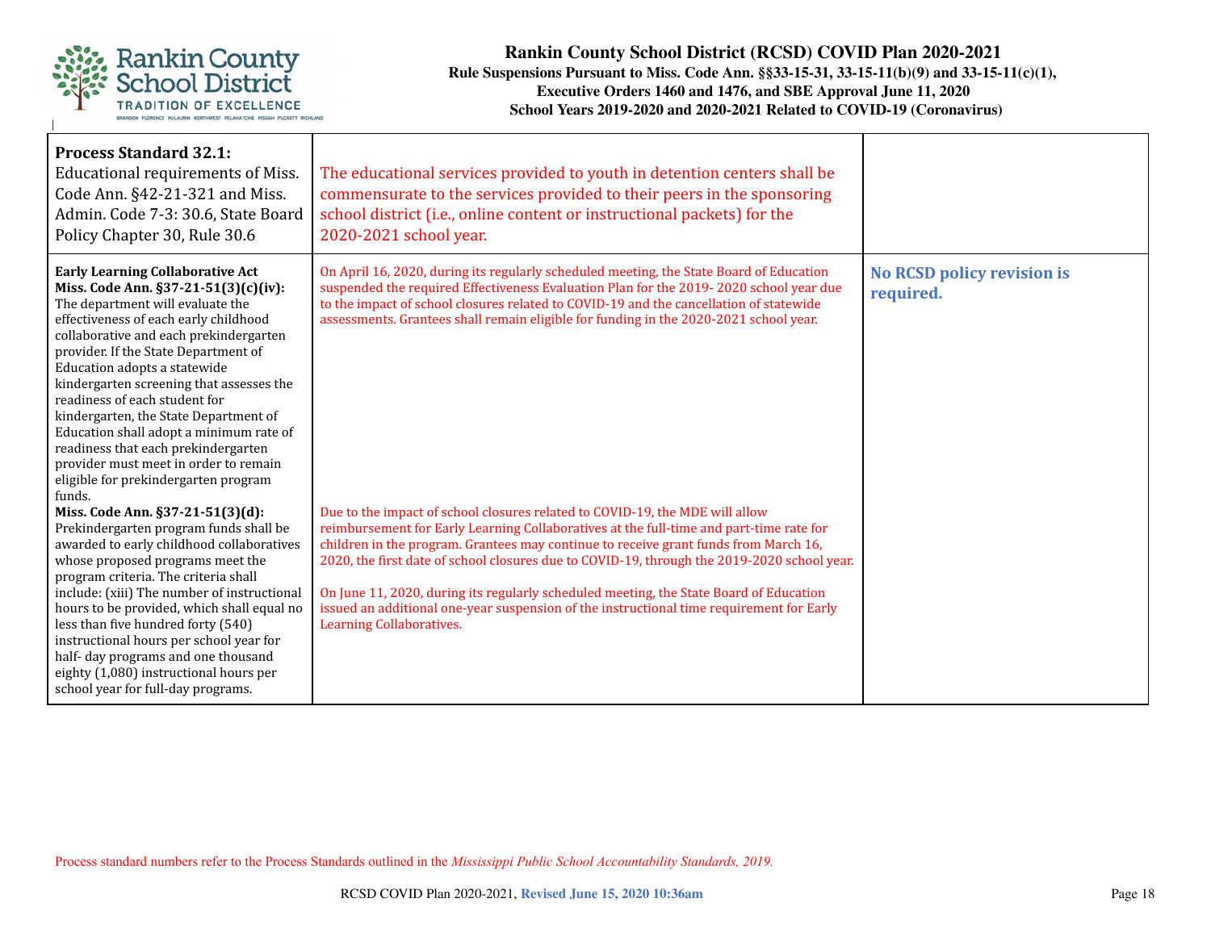| | | |
|---|---|---|
| **Process Standard 32.1:** Educational requirements of Miss. Code Ann. §42-21-321 and Miss. Admin. Code 7-3: 30.6, State Board Policy Chapter 30, Rule 30.6 | The educational services provided to youth in detention centers shall be commensurate to the services provided to their peers in the sponsoring school district (i.e., online content or instructional packets) for the 2020-2021 school year. | |
| **Early Learning Collaborative Act** **Miss. Code Ann. §37-21-51(3)(c)(iv):** The department will evaluate the effectiveness of each early childhood collaborative and each prekindergarten provider. If the State Department of Education adopts a statewide kindergarten screening that assesses the readiness of each student for kindergarten, the State Department of Education shall adopt a minimum rate of readiness that each prekindergarten provider must meet in order to remain eligible for prekindergarten program funds.<br>**Miss. Code Ann. §37-21-51(3)(d):** Prekindergarten program funds shall be awarded to early childhood collaboratives whose proposed programs meet the program criteria. The criteria shall include: (xiii) The number of instructional hours to be provided, which shall equal no less than five hundred forty (540) instructional hours per school year for half- day programs and one thousand eighty (1,080) instructional hours per school year for full-day programs. | On April 16, 2020, during its regularly scheduled meeting, the State Board of Education suspended the required Effectiveness Evaluation Plan for the 2019- 2020 school year due to the impact of school closures related to COVID-19 and the cancellation of statewide assessments. Grantees shall remain eligible for funding in the 2020-2021 school year.<br><br>Due to the impact of school closures related to COVID-19, the MDE will allow reimbursement for Early Learning Collaboratives at the full-time and part-time rate for children in the program. Grantees may continue to receive grant funds from March 16, 2020, the first date of school closures due to COVID-19, through the 2019-2020 school year.<br><br>On June 11, 2020, during its regularly scheduled meeting, the State Board of Education issued an additional one-year suspension of the instructional time requirement for Early Learning Collaboratives. | **No RCSD policy revision is required.** |

Process standard numbers refer to the Process Standards outlined in the *Mississippi Public School Accountability Standards, 2019.*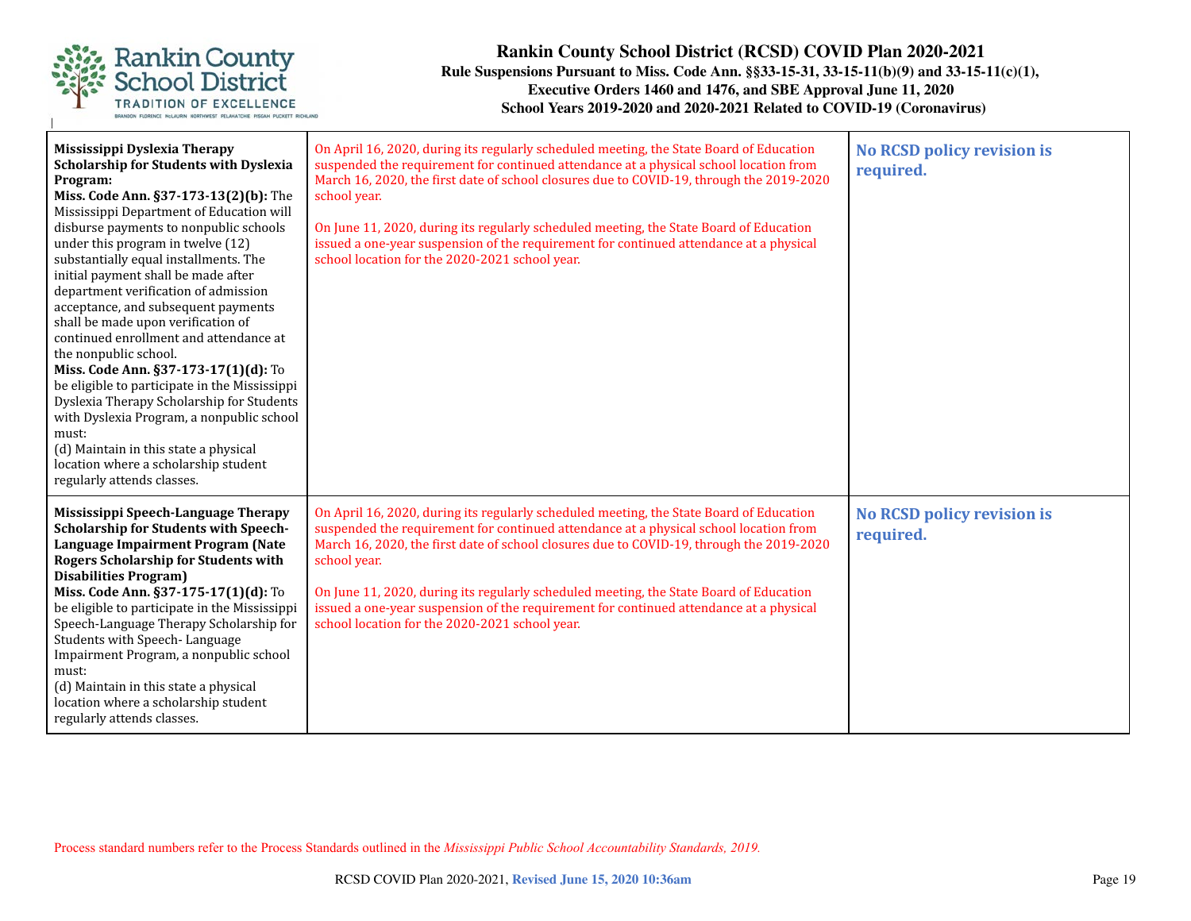| **Mississippi Dyslexia Therapy Scholarship for Students with Dyslexia Program:**<br>**Miss. Code Ann. §37-173-13(2)(b):** The Mississippi Department of Education will disburse payments to nonpublic schools under this program in twelve (12) substantially equal installments. The initial payment shall be made after department verification of admission acceptance, and subsequent payments shall be made upon verification of continued enrollment and attendance at the nonpublic school.<br>**Miss. Code Ann. §37-173-17(1)(d):** To be eligible to participate in the Mississippi Dyslexia Therapy Scholarship for Students with Dyslexia Program, a nonpublic school must:<br>(d) Maintain in this state a physical location where a scholarship student regularly attends classes. | On April 16, 2020, during its regularly scheduled meeting, the State Board of Education suspended the requirement for continued attendance at a physical school location from March 16, 2020, the first date of school closures due to COVID-19, through the 2019-2020 school year.<br><br>On June 11, 2020, during its regularly scheduled meeting, the State Board of Education issued a one-year suspension of the requirement for continued attendance at a physical school location for the 2020-2021 school year. | **No RCSD policy revision is required.** |
|---|---|---|
| **Mississippi Speech-Language Therapy Scholarship for Students with Speech-Language Impairment Program (Nate Rogers Scholarship for Students with Disabilities Program)**<br>**Miss. Code Ann. §37-175-17(1)(d):** To be eligible to participate in the Mississippi Speech-Language Therapy Scholarship for Students with Speech- Language Impairment Program, a nonpublic school must:<br>(d) Maintain in this state a physical location where a scholarship student regularly attends classes. | On April 16, 2020, during its regularly scheduled meeting, the State Board of Education suspended the requirement for continued attendance at a physical school location from March 16, 2020, the first date of school closures due to COVID-19, through the 2019-2020 school year.<br><br>On June 11, 2020, during its regularly scheduled meeting, the State Board of Education issued a one-year suspension of the requirement for continued attendance at a physical school location for the 2020-2021 school year. | **No RCSD policy revision is required.** |

Process standard numbers refer to the Process Standards outlined in the *Mississippi Public School Accountability Standards, 2019.*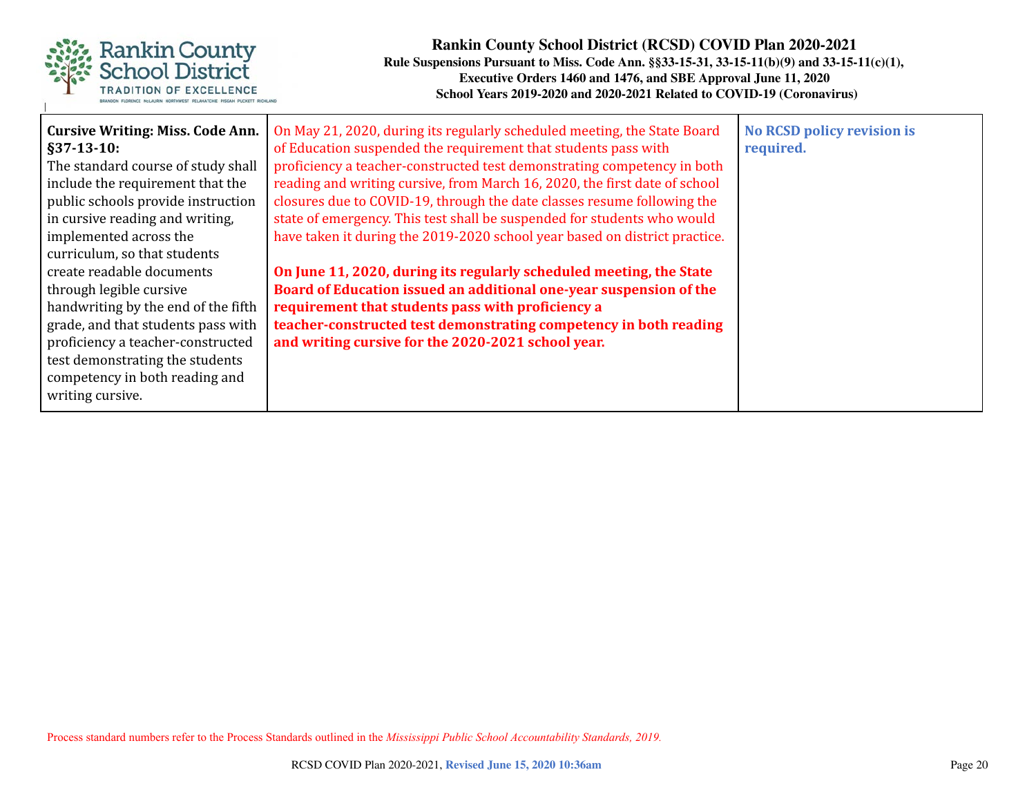| | | |
|---|---|---|
| **Cursive Writing: Miss. Code Ann. §37-13-10:** The standard course of study shall include the requirement that the public schools provide instruction in cursive reading and writing, implemented across the curriculum, so that students create readable documents through legible cursive handwriting by the end of the fifth grade, and that students pass with proficiency a teacher-constructed test demonstrating the students competency in both reading and writing cursive. | On May 21, 2020, during its regularly scheduled meeting, the State Board of Education suspended the requirement that students pass with proficiency a teacher-constructed test demonstrating competency in both reading and writing cursive, from March 16, 2020, the first date of school closures due to COVID-19, through the date classes resume following the state of emergency. This test shall be suspended for students who would have taken it during the 2019-2020 school year based on district practice.<br><br>**On June 11, 2020, during its regularly scheduled meeting, the State Board of Education issued an additional one-year suspension of the requirement that students pass with proficiency a teacher-constructed test demonstrating competency in both reading and writing cursive for the 2020-2021 school year.** | **No RCSD policy revision is required.** |

Process standard numbers refer to the Process Standards outlined in the *Mississippi Public School Accountability Standards, 2019.*